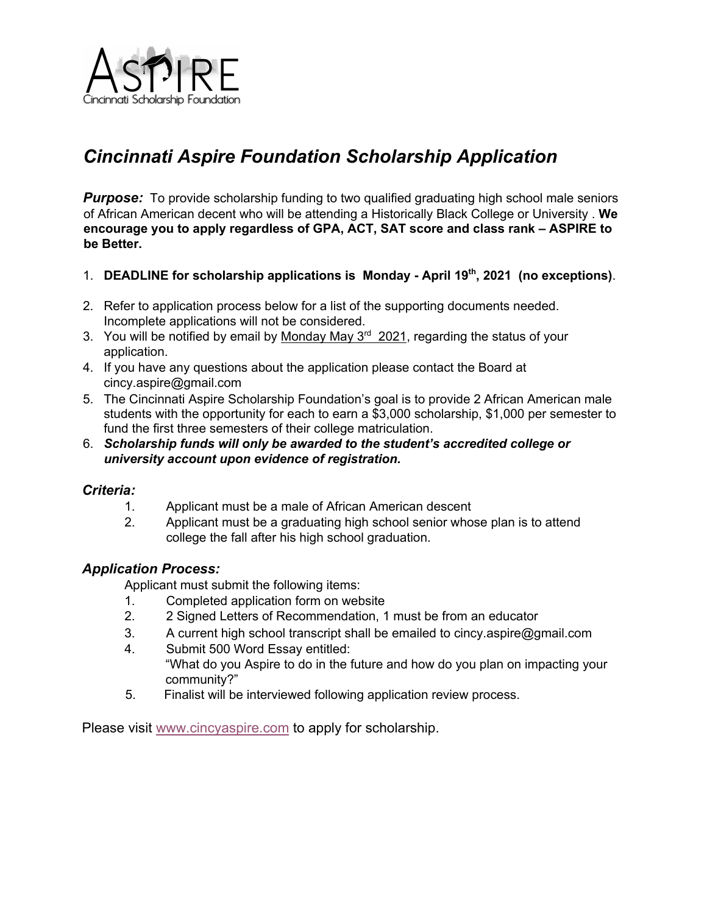ASPIRE
Cincinnati Scholarship Foundation

# *Cincinnati Aspire Foundation Scholarship Application*

***Purpose:*** To provide scholarship funding to two qualified graduating high school male seniors of African American decent who will be attending a Historically Black College or University . **We encourage you to apply regardless of GPA, ACT, SAT score and class rank – ASPIRE to be Better.**

1. **DEADLINE for scholarship applications is Monday - April 19th, 2021 (no exceptions)**.
2. Refer to application process below for a list of the supporting documents needed. Incomplete applications will not be considered.
3. You will be notified by email by Monday May 3rd 2021, regarding the status of your application.
4. If you have any questions about the application please contact the Board at cincy.aspire@gmail.com
5. The Cincinnati Aspire Scholarship Foundation's goal is to provide 2 African American male students with the opportunity for each to earn a $3,000 scholarship, $1,000 per semester to fund the first three semesters of their college matriculation.
6. ***Scholarship funds will only be awarded to the student's accredited college or university account upon evidence of registration.***

### *Criteria:*

1. Applicant must be a male of African American descent
2. Applicant must be a graduating high school senior whose plan is to attend college the fall after his high school graduation.

### *Application Process:*

Applicant must submit the following items:

1. Completed application form on website
2. 2 Signed Letters of Recommendation, 1 must be from an educator
3. A current high school transcript shall be emailed to cincy.aspire@gmail.com
4. Submit 500 Word Essay entitled:
   "What do you Aspire to do in the future and how do you plan on impacting your community?"
5. Finalist will be interviewed following application review process.

Please visit www.cincyaspire.com to apply for scholarship.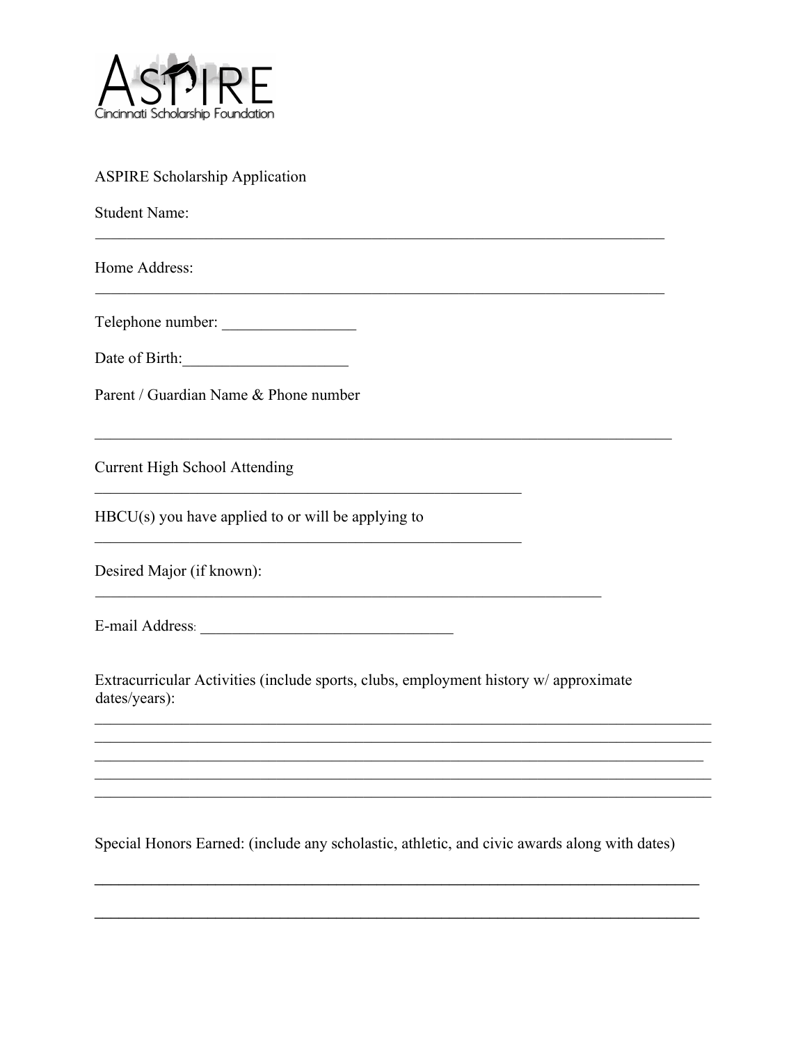ASPIRE
Cincinnati Scholarship Foundation

ASPIRE Scholarship Application

Student Name:

\_\_\_\_\_\_\_\_\_\_\_\_\_\_\_\_\_\_\_\_\_\_\_\_\_\_\_\_\_\_\_\_\_\_\_\_\_\_\_\_\_\_\_\_\_\_\_\_\_\_\_\_\_\_\_\_\_\_\_\_\_\_\_\_\_\_\_\_\_\_\_\_\_\_\_\_

Home Address:

\_\_\_\_\_\_\_\_\_\_\_\_\_\_\_\_\_\_\_\_\_\_\_\_\_\_\_\_\_\_\_\_\_\_\_\_\_\_\_\_\_\_\_\_\_\_\_\_\_\_\_\_\_\_\_\_\_\_\_\_\_\_\_\_\_\_\_\_\_\_\_\_\_\_\_\_

Telephone number: \_\_\_\_\_\_\_\_\_\_\_\_\_\_\_\_\_

Date of Birth:\_\_\_\_\_\_\_\_\_\_\_\_\_\_\_\_\_\_\_\_\_

Parent / Guardian Name & Phone number

\_\_\_\_\_\_\_\_\_\_\_\_\_\_\_\_\_\_\_\_\_\_\_\_\_\_\_\_\_\_\_\_\_\_\_\_\_\_\_\_\_\_\_\_\_\_\_\_\_\_\_\_\_\_\_\_\_\_\_\_\_\_\_\_\_\_\_\_\_\_\_\_\_\_\_\_

Current High School Attending

\_\_\_\_\_\_\_\_\_\_\_\_\_\_\_\_\_\_\_\_\_\_\_\_\_\_\_\_\_\_\_\_\_\_\_\_\_\_\_\_\_\_\_\_\_\_\_\_\_\_\_\_\_\_\_\_\_

HBCU(s) you have applied to or will be applying to

\_\_\_\_\_\_\_\_\_\_\_\_\_\_\_\_\_\_\_\_\_\_\_\_\_\_\_\_\_\_\_\_\_\_\_\_\_\_\_\_\_\_\_\_\_\_\_\_\_\_\_\_\_\_\_\_\_

Desired Major (if known):

\_\_\_\_\_\_\_\_\_\_\_\_\_\_\_\_\_\_\_\_\_\_\_\_\_\_\_\_\_\_\_\_\_\_\_\_\_\_\_\_\_\_\_\_\_\_\_\_\_\_\_\_\_\_\_\_\_\_\_\_\_\_\_\_

E-mail Address: \_\_\_\_\_\_\_\_\_\_\_\_\_\_\_\_\_\_\_\_\_\_\_\_\_\_\_\_\_\_\_\_\_

Extracurricular Activities (include sports, clubs, employment history w/ approximate dates/years):

\_\_\_\_\_\_\_\_\_\_\_\_\_\_\_\_\_\_\_\_\_\_\_\_\_\_\_\_\_\_\_\_\_\_\_\_\_\_\_\_\_\_\_\_\_\_\_\_\_\_\_\_\_\_\_\_\_\_\_\_\_\_\_\_\_\_\_\_\_\_\_\_\_\_\_\_\_\_\_\_
\_\_\_\_\_\_\_\_\_\_\_\_\_\_\_\_\_\_\_\_\_\_\_\_\_\_\_\_\_\_\_\_\_\_\_\_\_\_\_\_\_\_\_\_\_\_\_\_\_\_\_\_\_\_\_\_\_\_\_\_\_\_\_\_\_\_\_\_\_\_\_\_\_\_\_\_\_\_\_\_
\_\_\_\_\_\_\_\_\_\_\_\_\_\_\_\_\_\_\_\_\_\_\_\_\_\_\_\_\_\_\_\_\_\_\_\_\_\_\_\_\_\_\_\_\_\_\_\_\_\_\_\_\_\_\_\_\_\_\_\_\_\_\_\_\_\_\_\_\_\_\_\_\_\_\_\_\_\_\_
\_\_\_\_\_\_\_\_\_\_\_\_\_\_\_\_\_\_\_\_\_\_\_\_\_\_\_\_\_\_\_\_\_\_\_\_\_\_\_\_\_\_\_\_\_\_\_\_\_\_\_\_\_\_\_\_\_\_\_\_\_\_\_\_\_\_\_\_\_\_\_\_\_\_\_\_\_\_\_\_
\_\_\_\_\_\_\_\_\_\_\_\_\_\_\_\_\_\_\_\_\_\_\_\_\_\_\_\_\_\_\_\_\_\_\_\_\_\_\_\_\_\_\_\_\_\_\_\_\_\_\_\_\_\_\_\_\_\_\_\_\_\_\_\_\_\_\_\_\_\_\_\_\_\_\_\_\_\_\_\_

Special Honors Earned: (include any scholastic, athletic, and civic awards along with dates)

\_\_\_\_\_\_\_\_\_\_\_\_\_\_\_\_\_\_\_\_\_\_\_\_\_\_\_\_\_\_\_\_\_\_\_\_\_\_\_\_\_\_\_\_\_\_\_\_\_\_\_\_\_\_\_\_\_\_\_\_\_\_\_\_\_\_\_\_\_\_\_\_\_\_\_\_\_\_

\_\_\_\_\_\_\_\_\_\_\_\_\_\_\_\_\_\_\_\_\_\_\_\_\_\_\_\_\_\_\_\_\_\_\_\_\_\_\_\_\_\_\_\_\_\_\_\_\_\_\_\_\_\_\_\_\_\_\_\_\_\_\_\_\_\_\_\_\_\_\_\_\_\_\_\_\_\_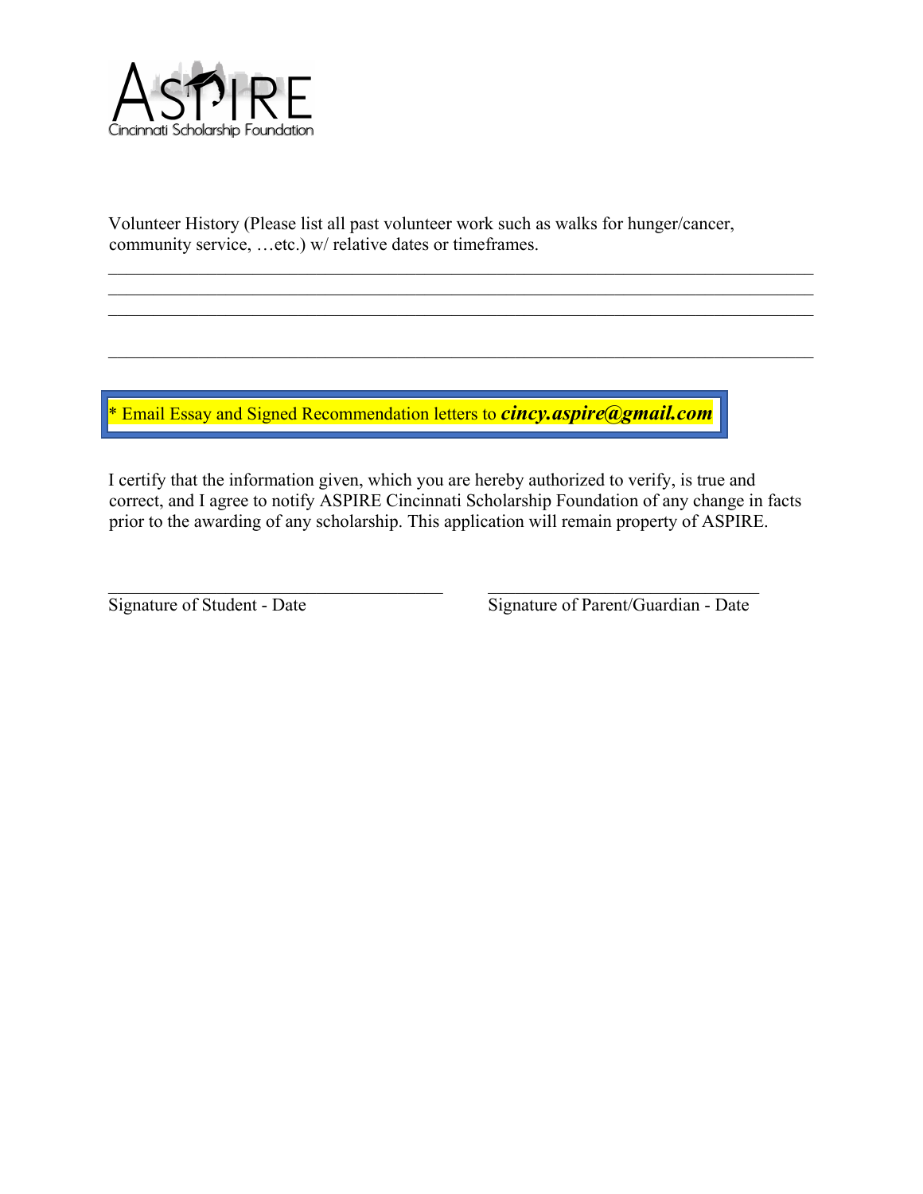ASPIRE

Cincinnati Scholarship Foundation

Volunteer History (Please list all past volunteer work such as walks for hunger/cancer, community service, …etc.) w/ relative dates or timeframes.

\_\_\_\_\_\_\_\_\_\_\_\_\_\_\_\_\_\_\_\_\_\_\_\_\_\_\_\_\_\_\_\_\_\_\_\_\_\_\_\_\_\_\_\_\_\_\_\_\_\_\_\_\_\_\_\_\_\_\_\_\_\_\_\_\_\_\_\_\_\_

\_\_\_\_\_\_\_\_\_\_\_\_\_\_\_\_\_\_\_\_\_\_\_\_\_\_\_\_\_\_\_\_\_\_\_\_\_\_\_\_\_\_\_\_\_\_\_\_\_\_\_\_\_\_\_\_\_\_\_\_\_\_\_\_\_\_\_\_\_\_

\_\_\_\_\_\_\_\_\_\_\_\_\_\_\_\_\_\_\_\_\_\_\_\_\_\_\_\_\_\_\_\_\_\_\_\_\_\_\_\_\_\_\_\_\_\_\_\_\_\_\_\_\_\_\_\_\_\_\_\_\_\_\_\_\_\_\_\_\_\_

\_\_\_\_\_\_\_\_\_\_\_\_\_\_\_\_\_\_\_\_\_\_\_\_\_\_\_\_\_\_\_\_\_\_\_\_\_\_\_\_\_\_\_\_\_\_\_\_\_\_\_\_\_\_\_\_\_\_\_\_\_\_\_\_\_\_\_\_\_\_

\* Email Essay and Signed Recommendation letters to ***cincy.aspire@gmail.com***

I certify that the information given, which you are hereby authorized to verify, is true and correct, and I agree to notify ASPIRE Cincinnati Scholarship Foundation of any change in facts prior to the awarding of any scholarship. This application will remain property of ASPIRE.

\_\_\_\_\_\_\_\_\_\_\_\_\_\_\_\_\_\_\_\_\_\_\_\_\_\_\_\_\_\_\_\_\_\_\_\_  
Signature of Student - Date

\_\_\_\_\_\_\_\_\_\_\_\_\_\_\_\_\_\_\_\_\_\_\_\_\_\_\_\_\_\_\_\_\_\_\_\_  
Signature of Parent/Guardian - Date